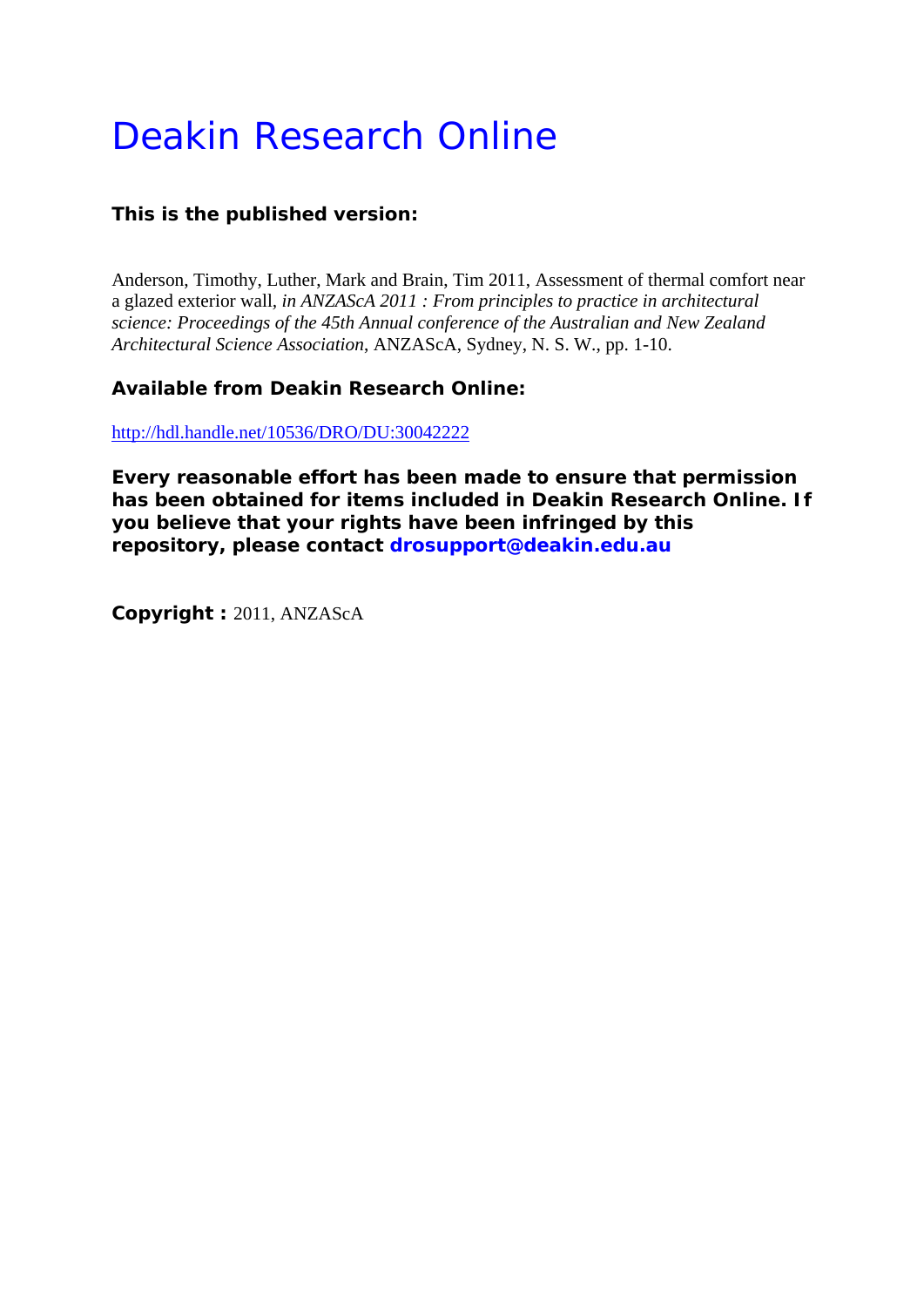# Deakin Research Online

**This is the published version:**

Anderson, Timothy, Luther, Mark and Brain, Tim 2011, Assessment of thermal comfort near a glazed exterior wall, *in ANZAScA 2011 : From principles to practice in architectural science: Proceedings of the 45th Annual conference of the Australian and New Zealand Architectural Science Association*, ANZAScA, Sydney, N. S. W., pp. 1-10.

**Available from Deakin Research Online:**

http://hdl.handle.net/10536/DRO/DU:30042222

**Every reasonable effort has been made to ensure that permission has been obtained for items included in Deakin Research Online. If you believe that your rights have been infringed by this repository, please contact drosupport@deakin.edu.au**

**Copyright :** 2011, ANZAScA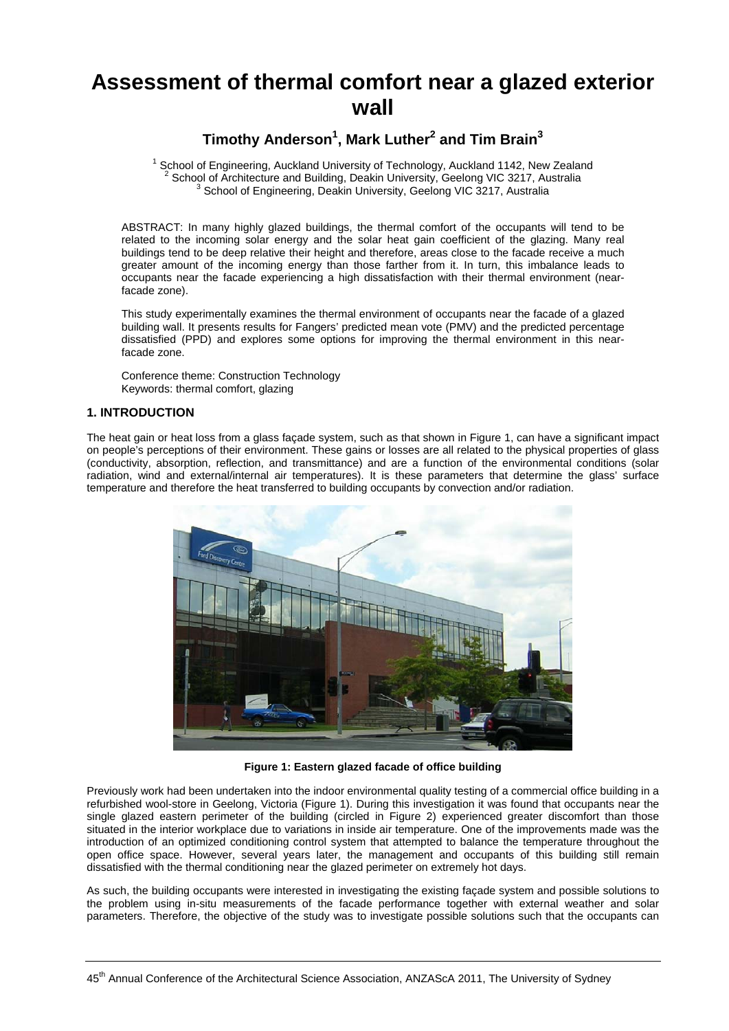# Assessment of thermal comfort near a glazed exterior wall

## Timothy Anderson[1], Mark Luther[2] and Tim Brain[3]

[1] School of Engineering, Auckland University of Technology, Auckland 1142, New Zealand
[2] School of Architecture and Building, Deakin University, Geelong VIC 3217, Australia
[3] School of Engineering, Deakin University, Geelong VIC 3217, Australia

ABSTRACT: In many highly glazed buildings, the thermal comfort of the occupants will tend to be related to the incoming solar energy and the solar heat gain coefficient of the glazing. Many real buildings tend to be deep relative their height and therefore, areas close to the facade receive a much greater amount of the incoming energy than those farther from it. In turn, this imbalance leads to occupants near the facade experiencing a high dissatisfaction with their thermal environment (near-facade zone).

This study experimentally examines the thermal environment of occupants near the facade of a glazed building wall. It presents results for Fangers' predicted mean vote (PMV) and the predicted percentage dissatisfied (PPD) and explores some options for improving the thermal environment in this near-facade zone.

Conference theme: Construction Technology
Keywords: thermal comfort, glazing

### 1. INTRODUCTION

The heat gain or heat loss from a glass façade system, such as that shown in Figure 1, can have a significant impact on people's perceptions of their environment. These gains or losses are all related to the physical properties of glass (conductivity, absorption, reflection, and transmittance) and are a function of the environmental conditions (solar radiation, wind and external/internal air temperatures). It is these parameters that determine the glass' surface temperature and therefore the heat transferred to building occupants by convection and/or radiation.

**Figure 1: Eastern glazed facade of office building**

Previously work had been undertaken into the indoor environmental quality testing of a commercial office building in a refurbished wool-store in Geelong, Victoria (Figure 1). During this investigation it was found that occupants near the single glazed eastern perimeter of the building (circled in Figure 2) experienced greater discomfort than those situated in the interior workplace due to variations in inside air temperature. One of the improvements made was the introduction of an optimized conditioning control system that attempted to balance the temperature throughout the open office space. However, several years later, the management and occupants of this building still remain dissatisfied with the thermal conditioning near the glazed perimeter on extremely hot days.

As such, the building occupants were interested in investigating the existing façade system and possible solutions to the problem using in-situ measurements of the facade performance together with external weather and solar parameters. Therefore, the objective of the study was to investigate possible solutions such that the occupants can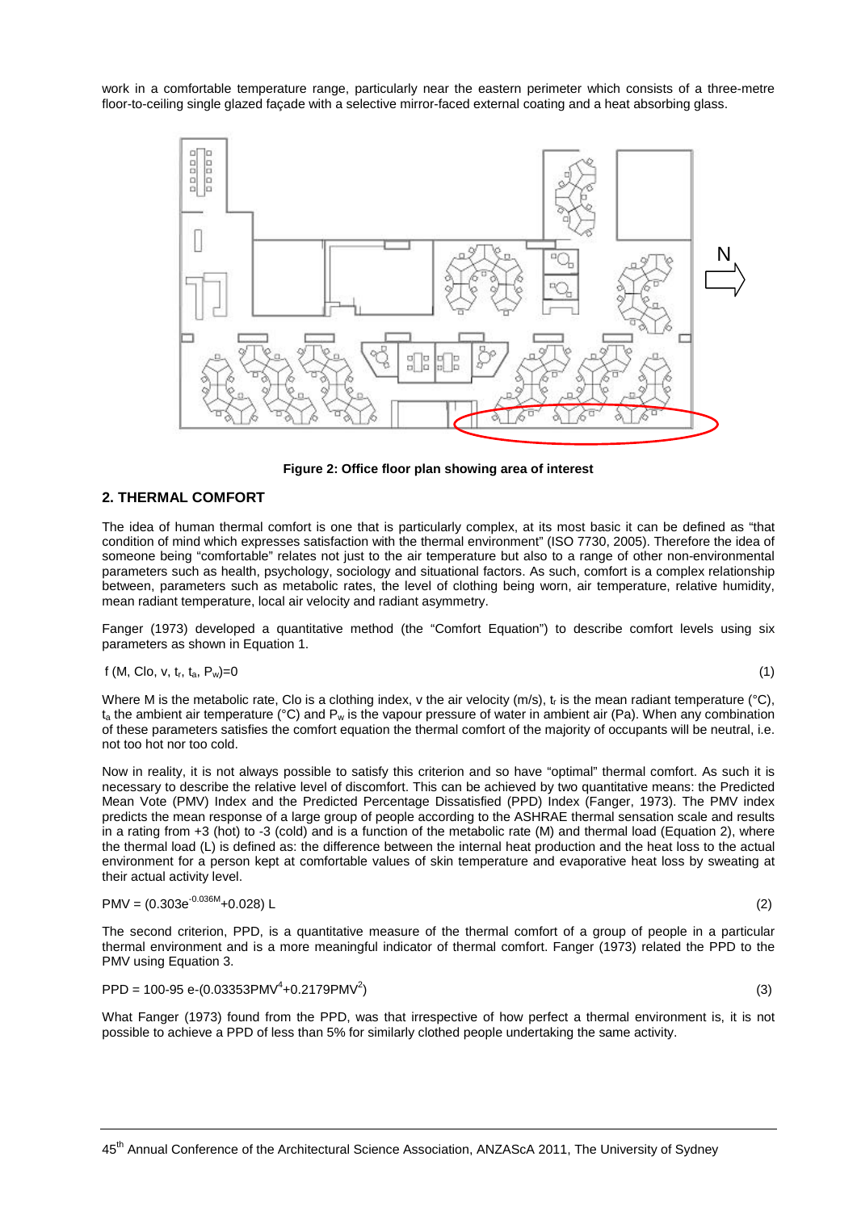work in a comfortable temperature range, particularly near the eastern perimeter which consists of a three-metre floor-to-ceiling single glazed façade with a selective mirror-faced external coating and a heat absorbing glass.

**Figure 2: Office floor plan showing area of interest**

## 2. THERMAL COMFORT

The idea of human thermal comfort is one that is particularly complex, at its most basic it can be defined as "that condition of mind which expresses satisfaction with the thermal environment" (ISO 7730, 2005). Therefore the idea of someone being "comfortable" relates not just to the air temperature but also to a range of other non-environmental parameters such as health, psychology, sociology and situational factors. As such, comfort is a complex relationship between, parameters such as metabolic rates, the level of clothing being worn, air temperature, relative humidity, mean radiant temperature, local air velocity and radiant asymmetry.

Fanger (1973) developed a quantitative method (the "Comfort Equation") to describe comfort levels using six parameters as shown in Equation 1.

$$f(M, Clo, v, t_r, t_a, P_w) = 0 \qquad (1)$$

Where M is the metabolic rate, Clo is a clothing index, v the air velocity (m/s), $t_r$ is the mean radiant temperature (°C), $t_a$ the ambient air temperature (°C) and $P_w$ is the vapour pressure of water in ambient air (Pa). When any combination of these parameters satisfies the comfort equation the thermal comfort of the majority of occupants will be neutral, i.e. not too hot nor too cold.

Now in reality, it is not always possible to satisfy this criterion and so have "optimal" thermal comfort. As such it is necessary to describe the relative level of discomfort. This can be achieved by two quantitative means: the Predicted Mean Vote (PMV) Index and the Predicted Percentage Dissatisfied (PPD) Index (Fanger, 1973). The PMV index predicts the mean response of a large group of people according to the ASHRAE thermal sensation scale and results in a rating from +3 (hot) to -3 (cold) and is a function of the metabolic rate (M) and thermal load (Equation 2), where the thermal load (L) is defined as: the difference between the internal heat production and the heat loss to the actual environment for a person kept at comfortable values of skin temperature and evaporative heat loss by sweating at their actual activity level.

$$PMV = (0.303e^{-0.036M} + 0.028)\,L \qquad (2)$$

The second criterion, PPD, is a quantitative measure of the thermal comfort of a group of people in a particular thermal environment and is a more meaningful indicator of thermal comfort. Fanger (1973) related the PPD to the PMV using Equation 3.

$$PPD = 100 - 95\,e^{-(0.03353PMV^4 + 0.2179PMV^2)} \qquad (3)$$

What Fanger (1973) found from the PPD, was that irrespective of how perfect a thermal environment is, it is not possible to achieve a PPD of less than 5% for similarly clothed people undertaking the same activity.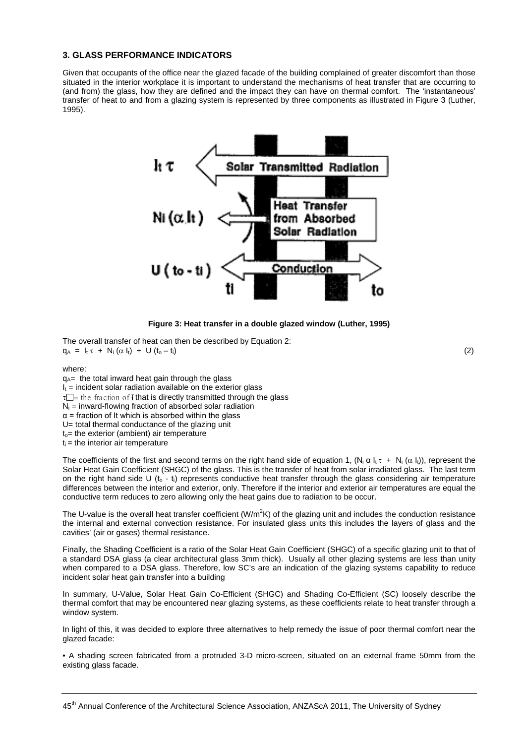## 3. GLASS PERFORMANCE INDICATORS

Given that occupants of the office near the glazed facade of the building complained of greater discomfort than those situated in the interior workplace it is important to understand the mechanisms of heat transfer that are occurring to (and from) the glass, how they are defined and the impact they can have on thermal comfort. The 'instantaneous' transfer of heat to and from a glazing system is represented by three components as illustrated in Figure 3 (Luther, 1995).

**Figure 3: Heat transfer in a double glazed window (Luther, 1995)**

The overall transfer of heat can then be described by Equation 2:

$$q_A = I_t \tau + N_i (\alpha I_t) + U (t_o - t_i) \quad (2)$$

where:

$q_A$= the total inward heat gain through the glass
$I_t$ = incident solar radiation available on the exterior glass
$\tau$ = the fraction of I that is directly transmitted through the glass
$N_i$ = inward-flowing fraction of absorbed solar radiation
$\alpha$ = fraction of It which is absorbed within the glass
U= total thermal conductance of the glazing unit
$t_o$= the exterior (ambient) air temperature
$t_i$ = the interior air temperature

The coefficients of the first and second terms on the right hand side of equation 1, ($N_i \alpha I_t \tau + N_i (\alpha I_t)$), represent the Solar Heat Gain Coefficient (SHGC) of the glass. This is the transfer of heat from solar irradiated glass. The last term on the right hand side $U (t_o - t_i)$ represents conductive heat transfer through the glass considering air temperature differences between the interior and exterior, only. Therefore if the interior and exterior air temperatures are equal the conductive term reduces to zero allowing only the heat gains due to radiation to be occur.

The U-value is the overall heat transfer coefficient ($W/m^2K$) of the glazing unit and includes the conduction resistance the internal and external convection resistance. For insulated glass units this includes the layers of glass and the cavities' (air or gases) thermal resistance.

Finally, the Shading Coefficient is a ratio of the Solar Heat Gain Coefficient (SHGC) of a specific glazing unit to that of a standard DSA glass (a clear architectural glass 3mm thick). Usually all other glazing systems are less than unity when compared to a DSA glass. Therefore, low SC's are an indication of the glazing systems capability to reduce incident solar heat gain transfer into a building

In summary, U-Value, Solar Heat Gain Co-Efficient (SHGC) and Shading Co-Efficient (SC) loosely describe the thermal comfort that may be encountered near glazing systems, as these coefficients relate to heat transfer through a window system.

In light of this, it was decided to explore three alternatives to help remedy the issue of poor thermal comfort near the glazed facade:

- A shading screen fabricated from a protruded 3-D micro-screen, situated on an external frame 50mm from the existing glass facade.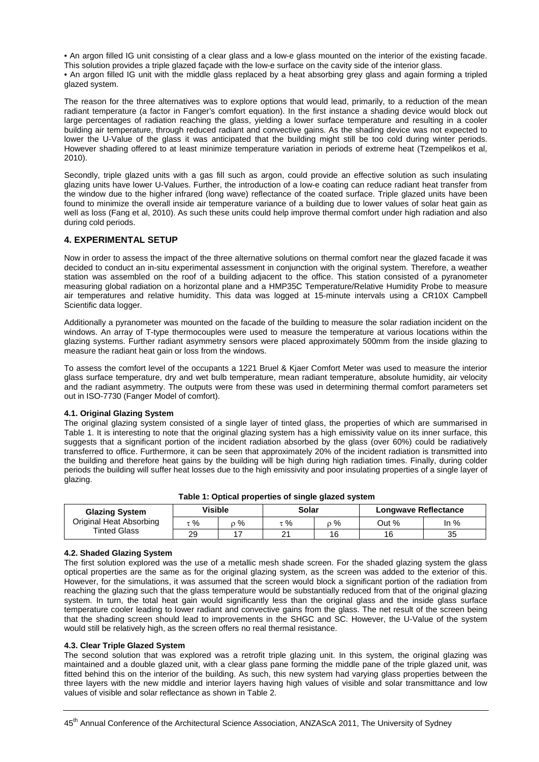• An argon filled IG unit consisting of a clear glass and a low-e glass mounted on the interior of the existing facade. This solution provides a triple glazed façade with the low-e surface on the cavity side of the interior glass.

• An argon filled IG unit with the middle glass replaced by a heat absorbing grey glass and again forming a tripled glazed system.

The reason for the three alternatives was to explore options that would lead, primarily, to a reduction of the mean radiant temperature (a factor in Fanger's comfort equation). In the first instance a shading device would block out large percentages of radiation reaching the glass, yielding a lower surface temperature and resulting in a cooler building air temperature, through reduced radiant and convective gains. As the shading device was not expected to lower the U-Value of the glass it was anticipated that the building might still be too cold during winter periods. However shading offered to at least minimize temperature variation in periods of extreme heat (Tzempelikos et al, 2010).

Secondly, triple glazed units with a gas fill such as argon, could provide an effective solution as such insulating glazing units have lower U-Values. Further, the introduction of a low-e coating can reduce radiant heat transfer from the window due to the higher infrared (long wave) reflectance of the coated surface. Triple glazed units have been found to minimize the overall inside air temperature variance of a building due to lower values of solar heat gain as well as loss (Fang et al, 2010). As such these units could help improve thermal comfort under high radiation and also during cold periods.

## 4. EXPERIMENTAL SETUP

Now in order to assess the impact of the three alternative solutions on thermal comfort near the glazed facade it was decided to conduct an in-situ experimental assessment in conjunction with the original system. Therefore, a weather station was assembled on the roof of a building adjacent to the office. This station consisted of a pyranometer measuring global radiation on a horizontal plane and a HMP35C Temperature/Relative Humidity Probe to measure air temperatures and relative humidity. This data was logged at 15-minute intervals using a CR10X Campbell Scientific data logger.

Additionally a pyranometer was mounted on the facade of the building to measure the solar radiation incident on the windows. An array of T-type thermocouples were used to measure the temperature at various locations within the glazing systems. Further radiant asymmetry sensors were placed approximately 500mm from the inside glazing to measure the radiant heat gain or loss from the windows.

To assess the comfort level of the occupants a 1221 Bruel & Kjaer Comfort Meter was used to measure the interior glass surface temperature, dry and wet bulb temperature, mean radiant temperature, absolute humidity, air velocity and the radiant asymmetry. The outputs were from these was used in determining thermal comfort parameters set out in ISO-7730 (Fanger Model of comfort).

### 4.1. Original Glazing System

The original glazing system consisted of a single layer of tinted glass, the properties of which are summarised in Table 1. It is interesting to note that the original glazing system has a high emissivity value on its inner surface, this suggests that a significant portion of the incident radiation absorbed by the glass (over 60%) could be radiatively transferred to office. Furthermore, it can be seen that approximately 20% of the incident radiation is transmitted into the building and therefore heat gains by the building will be high during high radiation times. Finally, during colder periods the building will suffer heat losses due to the high emissivity and poor insulating properties of a single layer of glazing.

**Table 1: Optical properties of single glazed system**

| Glazing System | Visible | | Solar | | Longwave Reflectance | |
|---|---|---|---|---|---|---|
| Original Heat Absorbing Tinted Glass | $\tau$ % | $\rho$ % | $\tau$ % | $\rho$ % | Out % | In % |
| | 29 | 17 | 21 | 16 | 16 | 35 |

### 4.2. Shaded Glazing System

The first solution explored was the use of a metallic mesh shade screen. For the shaded glazing system the glass optical properties are the same as for the original glazing system, as the screen was added to the exterior of this. However, for the simulations, it was assumed that the screen would block a significant portion of the radiation from reaching the glazing such that the glass temperature would be substantially reduced from that of the original glazing system. In turn, the total heat gain would significantly less than the original glass and the inside glass surface temperature cooler leading to lower radiant and convective gains from the glass. The net result of the screen being that the shading screen should lead to improvements in the SHGC and SC. However, the U-Value of the system would still be relatively high, as the screen offers no real thermal resistance.

### 4.3. Clear Triple Glazed System

The second solution that was explored was a retrofit triple glazing unit. In this system, the original glazing was maintained and a double glazed unit, with a clear glass pane forming the middle pane of the triple glazed unit, was fitted behind this on the interior of the building. As such, this new system had varying glass properties between the three layers with the new middle and interior layers having high values of visible and solar transmittance and low values of visible and solar reflectance as shown in Table 2.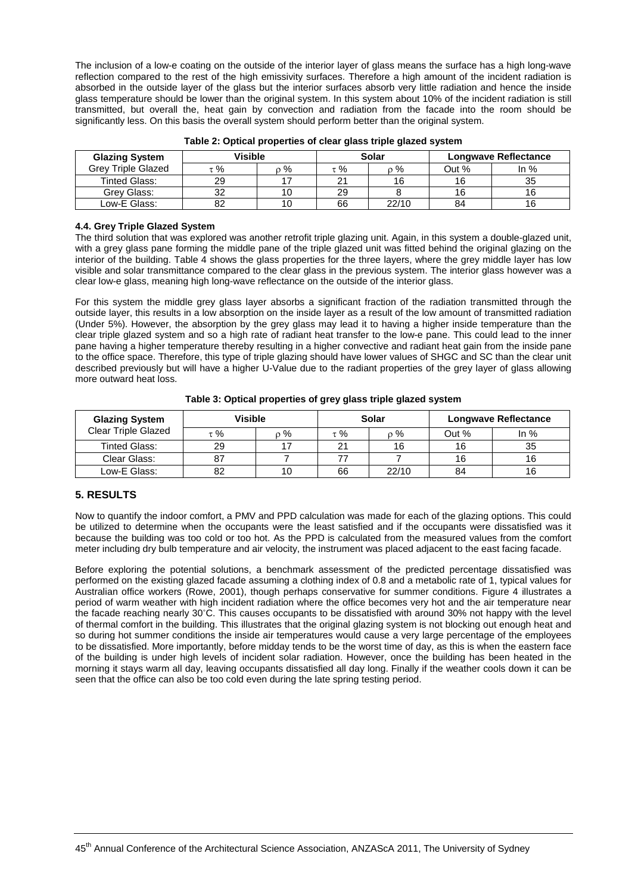The inclusion of a low-e coating on the outside of the interior layer of glass means the surface has a high long-wave reflection compared to the rest of the high emissivity surfaces. Therefore a high amount of the incident radiation is absorbed in the outside layer of the glass but the interior surfaces absorb very little radiation and hence the inside glass temperature should be lower than the original system. In this system about 10% of the incident radiation is still transmitted, but overall the, heat gain by convection and radiation from the facade into the room should be significantly less. On this basis the overall system should perform better than the original system.

**Table 2: Optical properties of clear glass triple glazed system**

| Glazing System | Visible | | Solar | | Longwave Reflectance | |
|---|---|---|---|---|---|---|
| Grey Triple Glazed | τ % | ρ % | τ % | ρ % | Out % | In % |
| Tinted Glass: | 29 | 17 | 21 | 16 | 16 | 35 |
| Grey Glass: | 32 | 10 | 29 | 8 | 16 | 16 |
| Low-E Glass: | 82 | 10 | 66 | 22/10 | 84 | 16 |

#### 4.4. Grey Triple Glazed System

The third solution that was explored was another retrofit triple glazing unit. Again, in this system a double-glazed unit, with a grey glass pane forming the middle pane of the triple glazed unit was fitted behind the original glazing on the interior of the building. Table 4 shows the glass properties for the three layers, where the grey middle layer has low visible and solar transmittance compared to the clear glass in the previous system. The interior glass however was a clear low-e glass, meaning high long-wave reflectance on the outside of the interior glass.

For this system the middle grey glass layer absorbs a significant fraction of the radiation transmitted through the outside layer, this results in a low absorption on the inside layer as a result of the low amount of transmitted radiation (Under 5%). However, the absorption by the grey glass may lead it to having a higher inside temperature than the clear triple glazed system and so a high rate of radiant heat transfer to the low-e pane. This could lead to the inner pane having a higher temperature thereby resulting in a higher convective and radiant heat gain from the inside pane to the office space. Therefore, this type of triple glazing should have lower values of SHGC and SC than the clear unit described previously but will have a higher U-Value due to the radiant properties of the grey layer of glass allowing more outward heat loss.

**Table 3: Optical properties of grey glass triple glazed system**

| Glazing System | Visible | | Solar | | Longwave Reflectance | |
|---|---|---|---|---|---|---|
| Clear Triple Glazed | τ % | ρ % | τ % | ρ % | Out % | In % |
| Tinted Glass: | 29 | 17 | 21 | 16 | 16 | 35 |
| Clear Glass: | 87 | 7 | 77 | 7 | 16 | 16 |
| Low-E Glass: | 82 | 10 | 66 | 22/10 | 84 | 16 |

## 5. RESULTS

Now to quantify the indoor comfort, a PMV and PPD calculation was made for each of the glazing options. This could be utilized to determine when the occupants were the least satisfied and if the occupants were dissatisfied was it because the building was too cold or too hot. As the PPD is calculated from the measured values from the comfort meter including dry bulb temperature and air velocity, the instrument was placed adjacent to the east facing facade.

Before exploring the potential solutions, a benchmark assessment of the predicted percentage dissatisfied was performed on the existing glazed facade assuming a clothing index of 0.8 and a metabolic rate of 1, typical values for Australian office workers (Rowe, 2001), though perhaps conservative for summer conditions. Figure 4 illustrates a period of warm weather with high incident radiation where the office becomes very hot and the air temperature near the facade reaching nearly 30°C. This causes occupants to be dissatisfied with around 30% not happy with the level of thermal comfort in the building. This illustrates that the original glazing system is not blocking out enough heat and so during hot summer conditions the inside air temperatures would cause a very large percentage of the employees to be dissatisfied. More importantly, before midday tends to be the worst time of day, as this is when the eastern face of the building is under high levels of incident solar radiation. However, once the building has been heated in the morning it stays warm all day, leaving occupants dissatisfied all day long. Finally if the weather cools down it can be seen that the office can also be too cold even during the late spring testing period.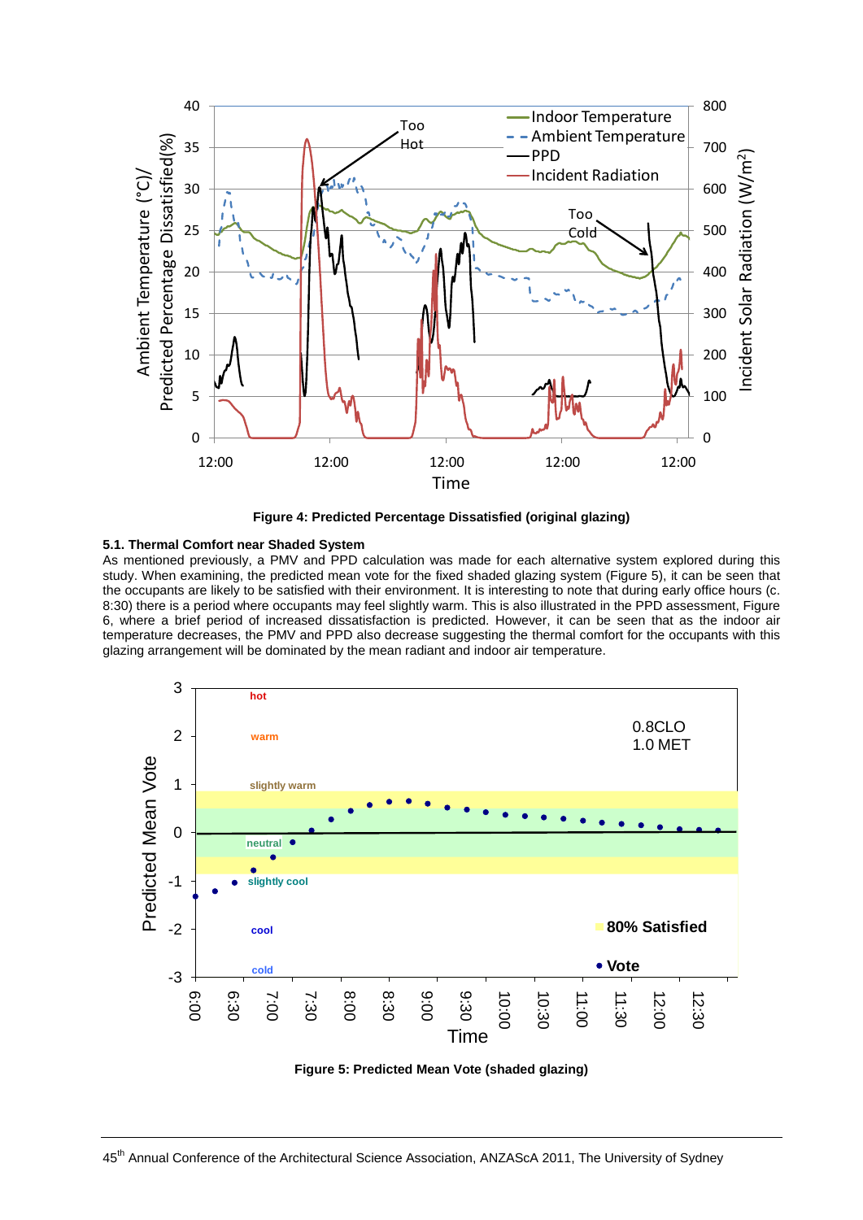**Figure 4: Predicted Percentage Dissatisfied (original glazing)**

### 5.1. Thermal Comfort near Shaded System

As mentioned previously, a PMV and PPD calculation was made for each alternative system explored during this study. When examining, the predicted mean vote for the fixed shaded glazing system (Figure 5), it can be seen that the occupants are likely to be satisfied with their environment. It is interesting to note that during early office hours (c. 8:30) there is a period where occupants may feel slightly warm. This is also illustrated in the PPD assessment, Figure 6, where a brief period of increased dissatisfaction is predicted. However, it can be seen that as the indoor air temperature decreases, the PMV and PPD also decrease suggesting the thermal comfort for the occupants with this glazing arrangement will be dominated by the mean radiant and indoor air temperature.

**Figure 5: Predicted Mean Vote (shaded glazing)**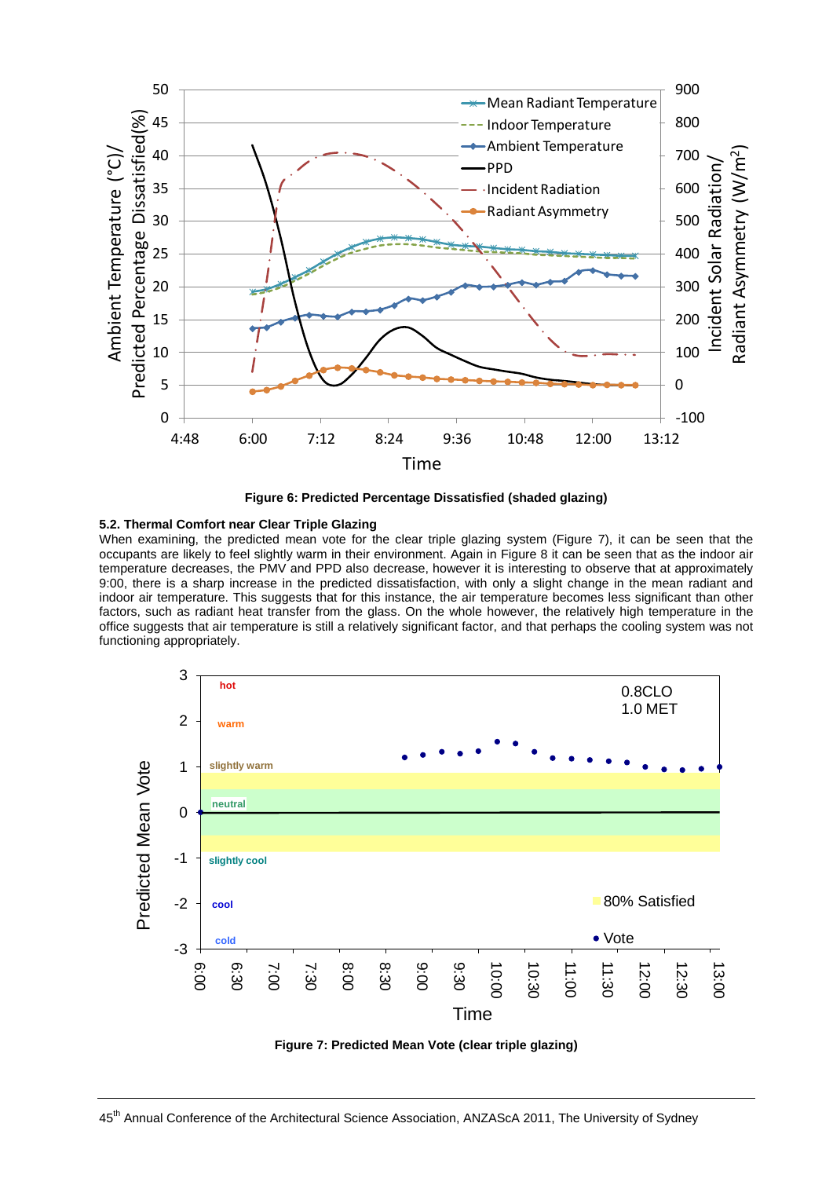**Figure 6: Predicted Percentage Dissatisfied (shaded glazing)**

### 5.2. Thermal Comfort near Clear Triple Glazing

When examining, the predicted mean vote for the clear triple glazing system (Figure 7), it can be seen that the occupants are likely to feel slightly warm in their environment. Again in Figure 8 it can be seen that as the indoor air temperature decreases, the PMV and PPD also decrease, however it is interesting to observe that at approximately 9:00, there is a sharp increase in the predicted dissatisfaction, with only a slight change in the mean radiant and indoor air temperature. This suggests that for this instance, the air temperature becomes less significant than other factors, such as radiant heat transfer from the glass. On the whole however, the relatively high temperature in the office suggests that air temperature is still a relatively significant factor, and that perhaps the cooling system was not functioning appropriately.

**Figure 7: Predicted Mean Vote (clear triple glazing)**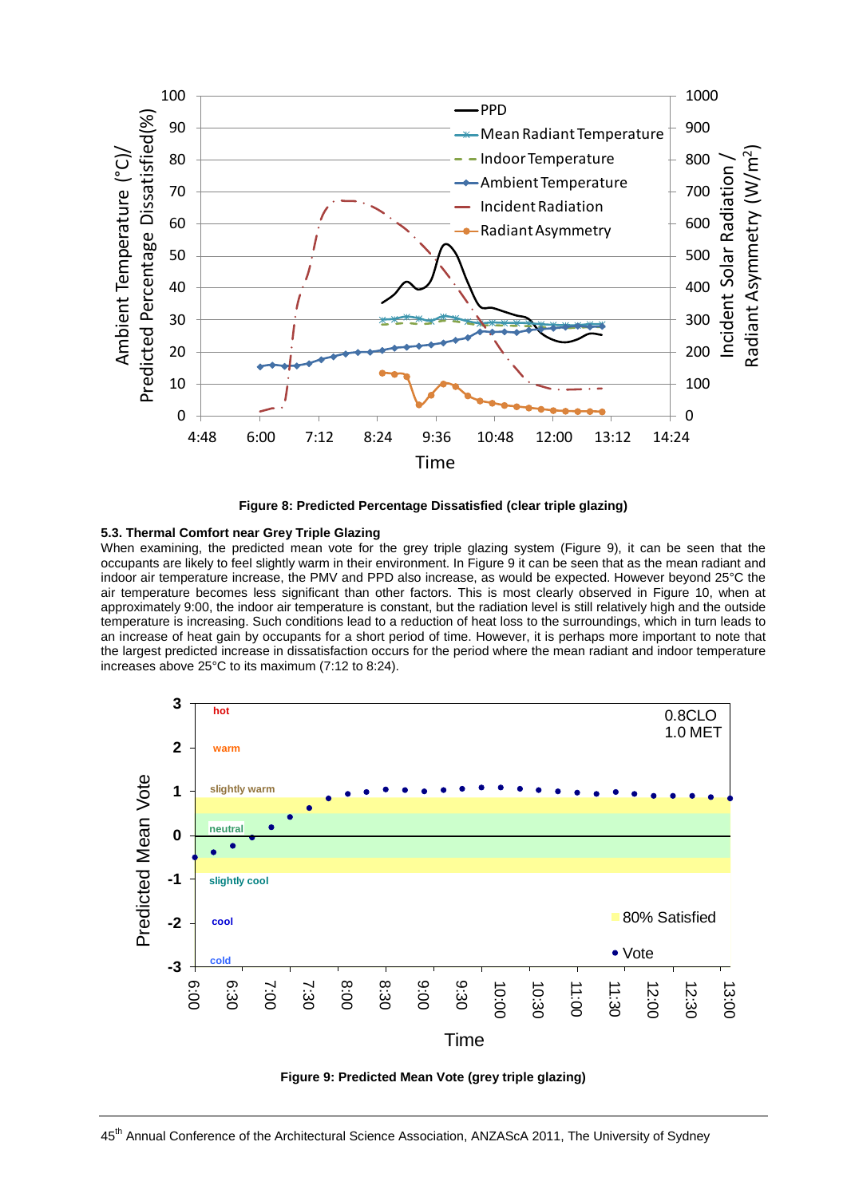**Figure 8: Predicted Percentage Dissatisfied (clear triple glazing)**

### 5.3. Thermal Comfort near Grey Triple Glazing

When examining, the predicted mean vote for the grey triple glazing system (Figure 9), it can be seen that the occupants are likely to feel slightly warm in their environment. In Figure 9 it can be seen that as the mean radiant and indoor air temperature increase, the PMV and PPD also increase, as would be expected. However beyond 25°C the air temperature becomes less significant than other factors. This is most clearly observed in Figure 10, when at approximately 9:00, the indoor air temperature is constant, but the radiation level is still relatively high and the outside temperature is increasing. Such conditions lead to a reduction of heat loss to the surroundings, which in turn leads to an increase of heat gain by occupants for a short period of time. However, it is perhaps more important to note that the largest predicted increase in dissatisfaction occurs for the period where the mean radiant and indoor temperature increases above 25°C to its maximum (7:12 to 8:24).

**Figure 9: Predicted Mean Vote (grey triple glazing)**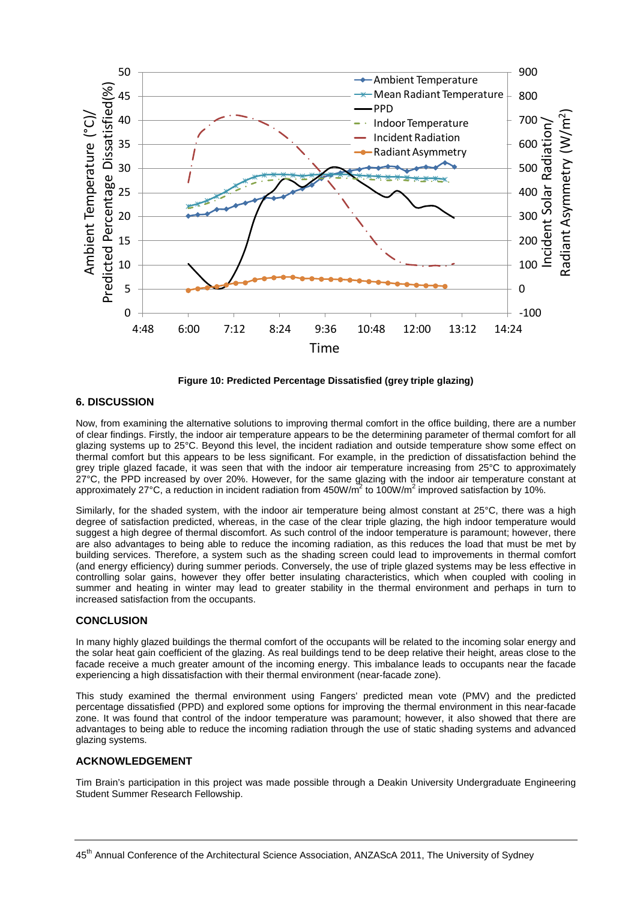Figure 10: Predicted Percentage Dissatisfied (grey triple glazing)

## 6. DISCUSSION

Now, from examining the alternative solutions to improving thermal comfort in the office building, there are a number of clear findings. Firstly, the indoor air temperature appears to be the determining parameter of thermal comfort for all glazing systems up to 25°C. Beyond this level, the incident radiation and outside temperature show some effect on thermal comfort but this appears to be less significant. For example, in the prediction of dissatisfaction behind the grey triple glazed facade, it was seen that with the indoor air temperature increasing from 25°C to approximately 27°C, the PPD increased by over 20%. However, for the same glazing with the indoor air temperature constant at approximately 27°C, a reduction in incident radiation from 450W/m$^2$ to 100W/m$^2$ improved satisfaction by 10%.

Similarly, for the shaded system, with the indoor air temperature being almost constant at 25°C, there was a high degree of satisfaction predicted, whereas, in the case of the clear triple glazing, the high indoor temperature would suggest a high degree of thermal discomfort. As such control of the indoor temperature is paramount; however, there are also advantages to being able to reduce the incoming radiation, as this reduces the load that must be met by building services. Therefore, a system such as the shading screen could lead to improvements in thermal comfort (and energy efficiency) during summer periods. Conversely, the use of triple glazed systems may be less effective in controlling solar gains, however they offer better insulating characteristics, which when coupled with cooling in summer and heating in winter may lead to greater stability in the thermal environment and perhaps in turn to increased satisfaction from the occupants.

## CONCLUSION

In many highly glazed buildings the thermal comfort of the occupants will be related to the incoming solar energy and the solar heat gain coefficient of the glazing. As real buildings tend to be deep relative their height, areas close to the facade receive a much greater amount of the incoming energy. This imbalance leads to occupants near the facade experiencing a high dissatisfaction with their thermal environment (near-facade zone).

This study examined the thermal environment using Fangers' predicted mean vote (PMV) and the predicted percentage dissatisfied (PPD) and explored some options for improving the thermal environment in this near-facade zone. It was found that control of the indoor temperature was paramount; however, it also showed that there are advantages to being able to reduce the incoming radiation through the use of static shading systems and advanced glazing systems.

## ACKNOWLEDGEMENT

Tim Brain's participation in this project was made possible through a Deakin University Undergraduate Engineering Student Summer Research Fellowship.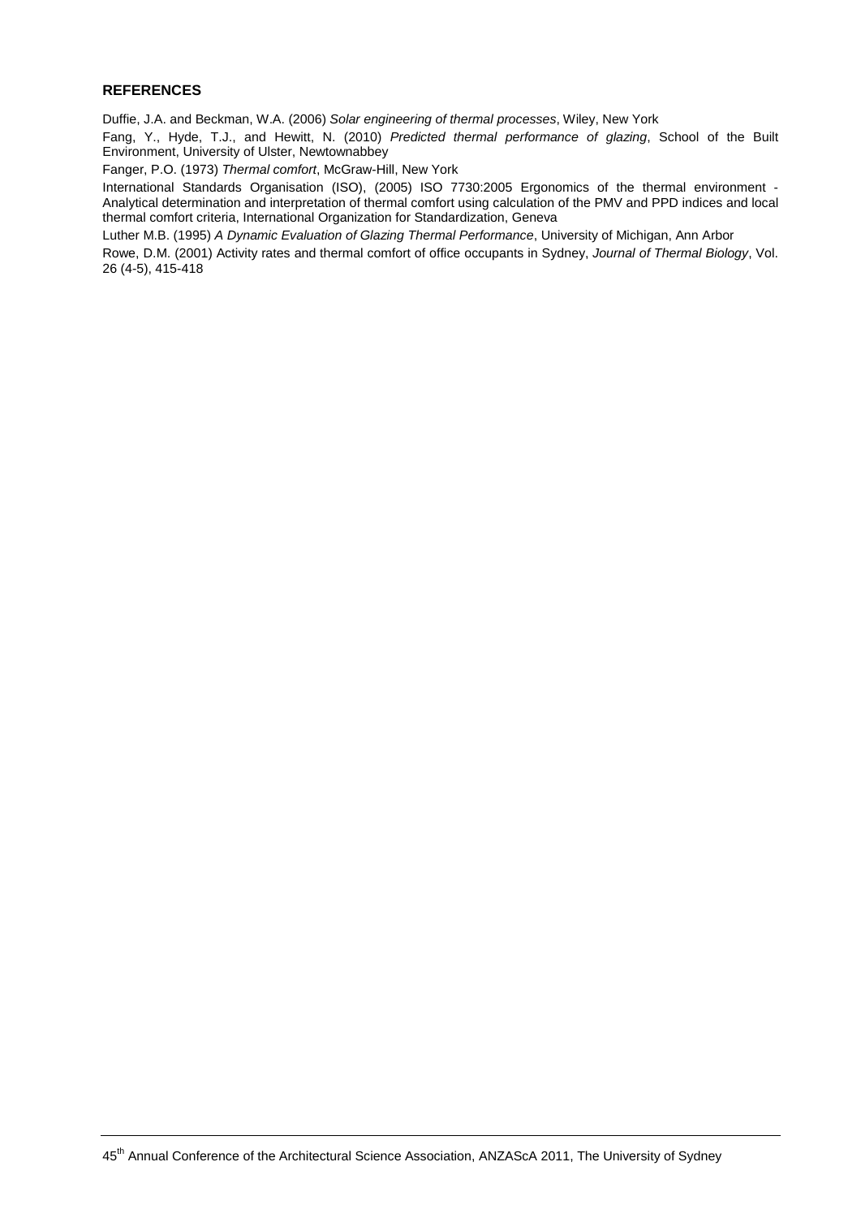## REFERENCES

Duffie, J.A. and Beckman, W.A. (2006) *Solar engineering of thermal processes*, Wiley, New York

Fang, Y., Hyde, T.J., and Hewitt, N. (2010) *Predicted thermal performance of glazing*, School of the Built Environment, University of Ulster, Newtownabbey

Fanger, P.O. (1973) *Thermal comfort*, McGraw-Hill, New York

International Standards Organisation (ISO), (2005) ISO 7730:2005 Ergonomics of the thermal environment - Analytical determination and interpretation of thermal comfort using calculation of the PMV and PPD indices and local thermal comfort criteria, International Organization for Standardization, Geneva

Luther M.B. (1995) *A Dynamic Evaluation of Glazing Thermal Performance*, University of Michigan, Ann Arbor

Rowe, D.M. (2001) Activity rates and thermal comfort of office occupants in Sydney, *Journal of Thermal Biology*, Vol. 26 (4-5), 415-418